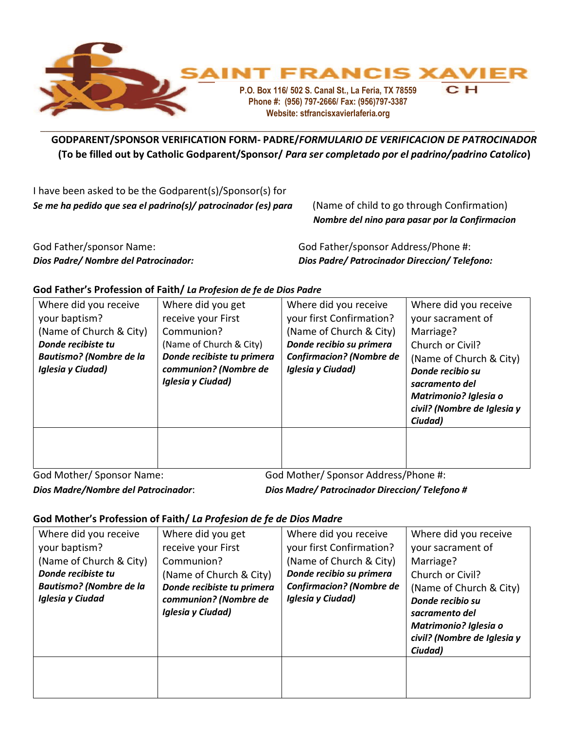# SAINT FRANCIS XAVIER CH

P.O. Box 116/ 502 S. Canal St., La Feria, TX 78559
Phone #: (956) 797-2666/ Fax: (956)797-3387
Website: stfrancisxavierlaferia.org

## GODPARENT/SPONSOR VERIFICATION FORM- PADRE/*FORMULARIO DE VERIFICACION DE PATROCINADOR*

**(To be filled out by Catholic Godparent/Sponsor/ *Para ser completado por el padrino/padrino Catolico*)**

I have been asked to be the Godparent(s)/Sponsor(s) for
***Se me ha pedido que sea el padrino(s)/ patrocinador (es) para***

(Name of child to go through Confirmation)
***Nombre del nino para pasar por la Confirmacion***

God Father/sponsor Name:
***Dios Padre/ Nombre del Patrocinador:***

God Father/sponsor Address/Phone #:
***Dios Padre/ Patrocinador Direccion/ Telefono:***

**God Father's Profession of Faith/ *La Profesion de fe de Dios Padre***

| Where did you receive your baptism? (Name of Church & City) ***Donde recibiste tu Bautismo? (Nombre de la Iglesia y Ciudad)*** | Where did you get receive your First Communion? (Name of Church & City) ***Donde recibiste tu primera communion? (Nombre de Iglesia y Ciudad)*** | Where did you receive your first Confirmation? (Name of Church & City) ***Donde recibio su primera Confirmacion? (Nombre de Iglesia y Ciudad)*** | Where did you receive your sacrament of Marriage? Church or Civil? (Name of Church & City) ***Donde recibio su sacramento del Matrimonio? Iglesia o civil? (Nombre de Iglesia y Ciudad)*** |
|---|---|---|---|
| | | | |

God Mother/ Sponsor Name:
***Dios Madre/Nombre del Patrocinador***:

God Mother/ Sponsor Address/Phone #:
***Dios Madre/ Patrocinador Direccion/ Telefono #***

**God Mother's Profession of Faith/ *La Profesion de fe de Dios Madre***

| Where did you receive your baptism? (Name of Church & City) ***Donde recibiste tu Bautismo? (Nombre de la Iglesia y Ciudad*** | Where did you get receive your First Communion? (Name of Church & City) ***Donde recibiste tu primera communion? (Nombre de Iglesia y Ciudad)*** | Where did you receive your first Confirmation? (Name of Church & City) ***Donde recibio su primera Confirmacion? (Nombre de Iglesia y Ciudad)*** | Where did you receive your sacrament of Marriage? Church or Civil? (Name of Church & City) ***Donde recibio su sacramento del Matrimonio? Iglesia o civil? (Nombre de Iglesia y Ciudad)*** |
|---|---|---|---|
| | | | |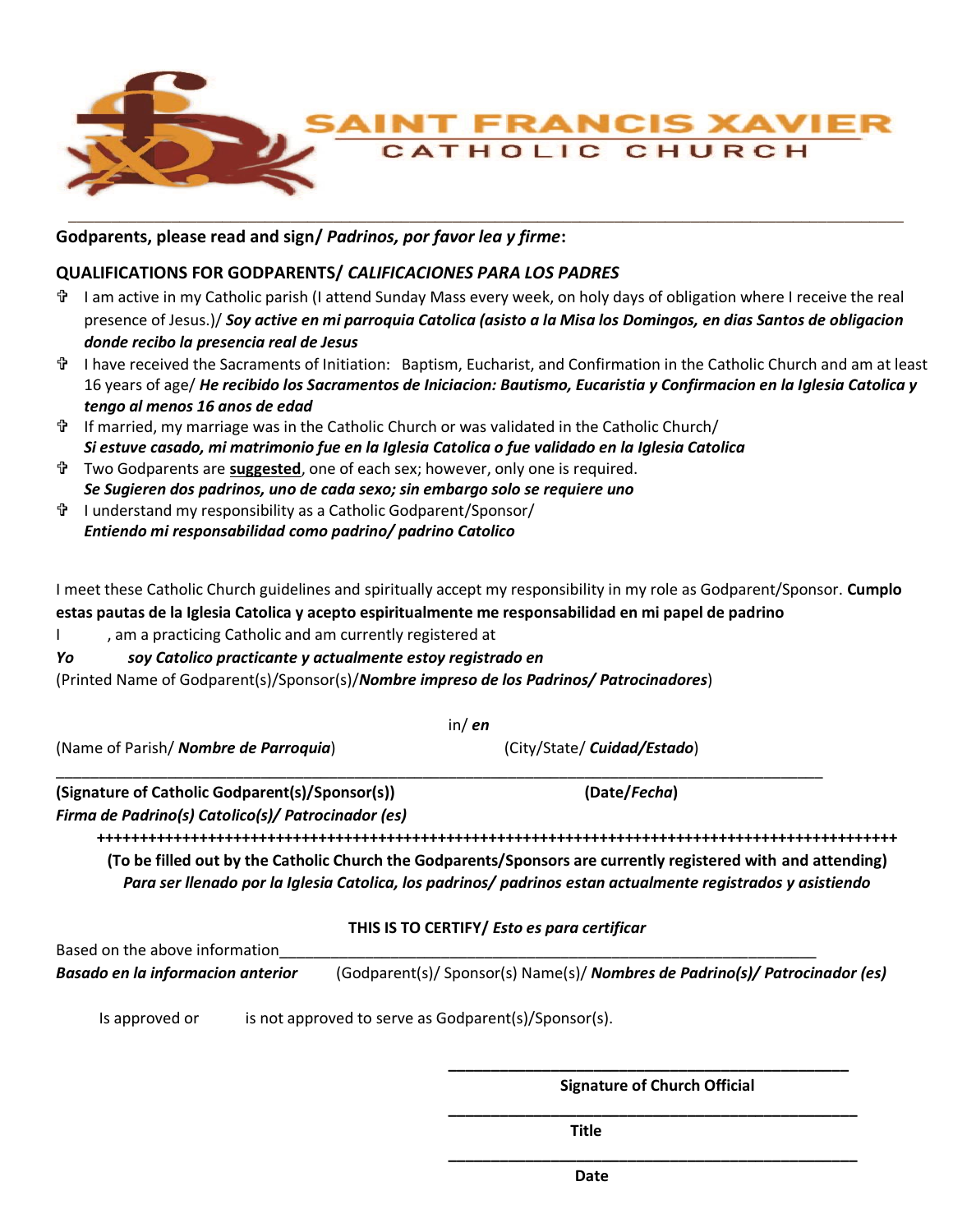**SAINT FRANCIS XAVIER**
**CATHOLIC CHURCH**

---

**Godparents, please read and sign/ *Padrinos, por favor lea y firme*:**

**QUALIFICATIONS FOR GODPARENTS/ *CALIFICACIONES PARA LOS PADRES***

- I am active in my Catholic parish (I attend Sunday Mass every week, on holy days of obligation where I receive the real presence of Jesus.)/ ***Soy active en mi parroquia Catolica (asisto a la Misa los Domingos, en dias Santos de obligacion donde recibo la presencia real de Jesus***
- I have received the Sacraments of Initiation: Baptism, Eucharist, and Confirmation in the Catholic Church and am at least 16 years of age/ ***He recibido los Sacramentos de Iniciacion: Bautismo, Eucaristia y Confirmacion en la Iglesia Catolica y tengo al menos 16 anos de edad***
- If married, my marriage was in the Catholic Church or was validated in the Catholic Church/ ***Si estuve casado, mi matrimonio fue en la Iglesia Catolica o fue validado en la Iglesia Catolica***
- Two Godparents are **suggested**, one of each sex; however, only one is required. ***Se Sugieren dos padrinos, uno de cada sexo; sin embargo solo se requiere uno***
- I understand my responsibility as a Catholic Godparent/Sponsor/ ***Entiendo mi responsabilidad como padrino/ padrino Catolico***

I meet these Catholic Church guidelines and spiritually accept my responsibility in my role as Godparent/Sponsor. **Cumplo estas pautas de la Iglesia Catolica y acepto espiritualmente me responsabilidad en mi papel de padrino**

I , am a practicing Catholic and am currently registered at

***Yo soy Catolico practicante y actualmente estoy registrado en***

(Printed Name of Godparent(s)/Sponsor(s)/***Nombre impreso de los Padrinos/ Patrocinadores***)

in/ ***en***

(Name of Parish/ ***Nombre de Parroquia***) (City/State/ ***Cuidad/Estado***)

_______________________________________________

**(Signature of Catholic Godparent(s)/Sponsor(s))** **(Date/*Fecha*)**

***Firma de Padrino(s) Catolico(s)/ Patrocinador (es)***

++++++++++++++++++++++++++++++++++++++++++++++++++++++++++++++++++++++++++++++++++++++++++

**(To be filled out by the Catholic Church the Godparents/Sponsors are currently registered with and attending)**

***Para ser llenado por la Iglesia Catolica, los padrinos/ padrinos estan actualmente registrados y asistiendo***

**THIS IS TO CERTIFY/ *Esto es para certificar***

Based on the above information_______________________________________________

***Basado en la informacion anterior*** (Godparent(s)/ Sponsor(s) Name(s)/ ***Nombres de Padrino(s)/ Patrocinador (es)***

Is approved or is not approved to serve as Godparent(s)/Sponsor(s).

_______________________________________________

**Signature of Church Official**

_______________________________________________

**Title**

_______________________________________________

**Date**